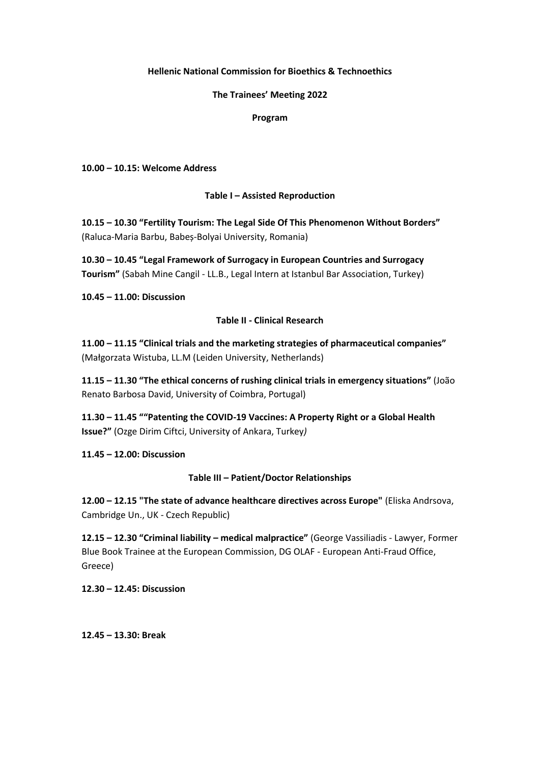**Hellenic National Commission for Bioethics & Technoethics**

**The Trainees' Meeting 2022**

**Program**

**10.00 – 10.15: Welcome Address**

**Table I – Assisted Reproduction**

**10.15 – 10.30 "Fertility Tourism: The Legal Side Of This Phenomenon Without Borders"** (Raluca-Maria Barbu, Babeș-Bolyai University, Romania)

**10.30 – 10.45 "Legal Framework of Surrogacy in European Countries and Surrogacy Tourism"** (Sabah Mine Cangil - LL.B., Legal Intern at Istanbul Bar Association, Turkey)

**10.45 – 11.00: Discussion**

**Table II - Clinical Research**

**11.00 – 11.15 "Clinical trials and the marketing strategies of pharmaceutical companies"** (Małgorzata Wistuba, LL.M (Leiden University, Netherlands)

**11.15 – 11.30 "The ethical concerns of rushing clinical trials in emergency situations"** (João Renato Barbosa David, University of Coimbra, Portugal)

**11.30 – 11.45 ""Patenting the COVID-19 Vaccines: A Property Right or a Global Health Issue?"** (Ozge Dirim Ciftci, University of Ankara, Turkey*)*

**11.45 – 12.00: Discussion**

**Table III – Patient/Doctor Relationships**

**12.00 – 12.15 "The state of advance healthcare directives across Europe"** (Eliska Andrsova, Cambridge Un., UK - Czech Republic)

**12.15 – 12.30 "Criminal liability – medical malpractice"** (George Vassiliadis - Lawyer, Former Blue Book Trainee at the European Commission, DG OLAF - European Anti-Fraud Office, Greece)

**12.30 – 12.45: Discussion**

**12.45 – 13.30: Break**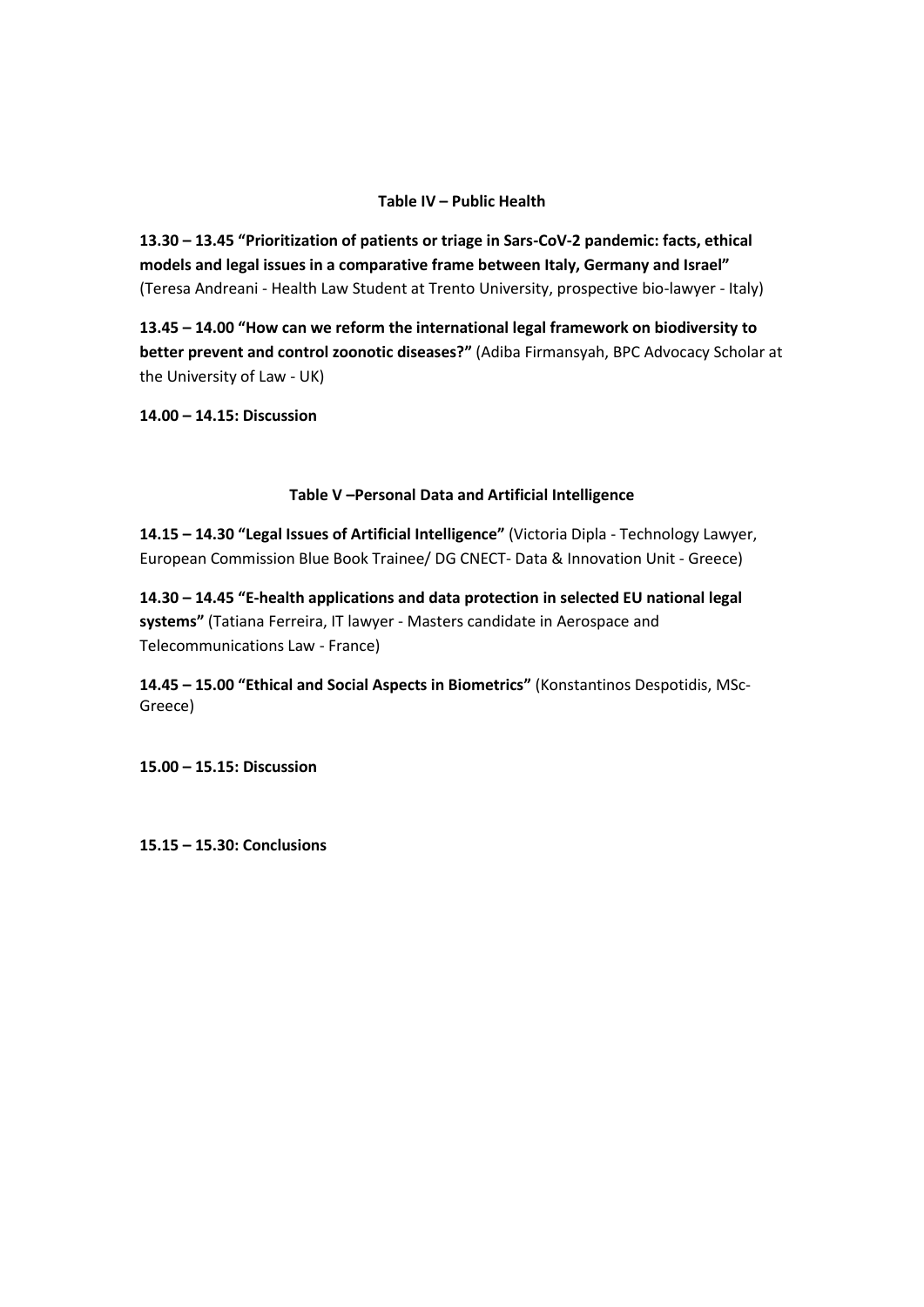**Table IV – Public Health**

**13.30 – 13.45 "Prioritization of patients or triage in Sars-CoV-2 pandemic: facts, ethical models and legal issues in a comparative frame between Italy, Germany and Israel"** (Teresa Andreani - Health Law Student at Trento University, prospective bio-lawyer - Italy)

**13.45 – 14.00 "How can we reform the international legal framework on biodiversity to better prevent and control zoonotic diseases?"** (Adiba Firmansyah, BPC Advocacy Scholar at the University of Law - UK)

**14.00 – 14.15: Discussion**

**Table V –Personal Data and Artificial Intelligence**

**14.15 – 14.30 "Legal Issues of Artificial Intelligence"** (Victoria Dipla - Technology Lawyer, European Commission Blue Book Trainee/ DG CNECT- Data & Innovation Unit - Greece)

**14.30 – 14.45 "E-health applications and data protection in selected EU national legal systems"** (Tatiana Ferreira, IT lawyer - Masters candidate in Aerospace and Telecommunications Law - France)

**14.45 – 15.00 "Ethical and Social Aspects in Biometrics"** (Konstantinos Despotidis, MSc-Greece)

**15.00 – 15.15: Discussion**

**15.15 – 15.30: Conclusions**